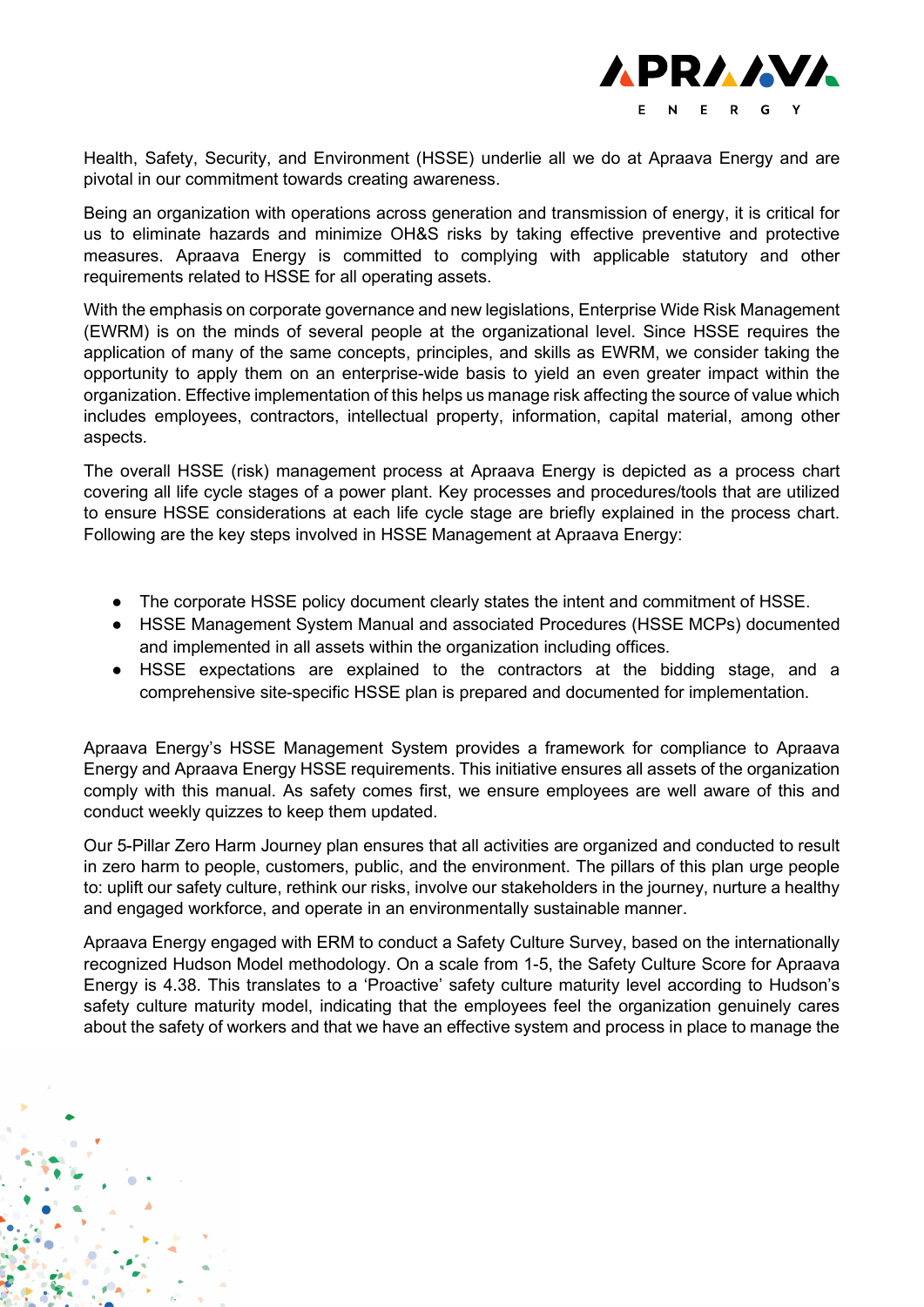Health, Safety, Security, and Environment (HSSE) underlie all we do at Apraava Energy and are pivotal in our commitment towards creating awareness.

Being an organization with operations across generation and transmission of energy, it is critical for us to eliminate hazards and minimize OH&S risks by taking effective preventive and protective measures. Apraava Energy is committed to complying with applicable statutory and other requirements related to HSSE for all operating assets.

With the emphasis on corporate governance and new legislations, Enterprise Wide Risk Management (EWRM) is on the minds of several people at the organizational level. Since HSSE requires the application of many of the same concepts, principles, and skills as EWRM, we consider taking the opportunity to apply them on an enterprise-wide basis to yield an even greater impact within the organization. Effective implementation of this helps us manage risk affecting the source of value which includes employees, contractors, intellectual property, information, capital material, among other aspects.

The overall HSSE (risk) management process at Apraava Energy is depicted as a process chart covering all life cycle stages of a power plant. Key processes and procedures/tools that are utilized to ensure HSSE considerations at each life cycle stage are briefly explained in the process chart. Following are the key steps involved in HSSE Management at Apraava Energy:

- The corporate HSSE policy document clearly states the intent and commitment of HSSE.
- HSSE Management System Manual and associated Procedures (HSSE MCPs) documented and implemented in all assets within the organization including offices.
- HSSE expectations are explained to the contractors at the bidding stage, and a comprehensive site-specific HSSE plan is prepared and documented for implementation.

Apraava Energy's HSSE Management System provides a framework for compliance to Apraava Energy and Apraava Energy HSSE requirements. This initiative ensures all assets of the organization comply with this manual. As safety comes first, we ensure employees are well aware of this and conduct weekly quizzes to keep them updated.

Our 5-Pillar Zero Harm Journey plan ensures that all activities are organized and conducted to result in zero harm to people, customers, public, and the environment. The pillars of this plan urge people to: uplift our safety culture, rethink our risks, involve our stakeholders in the journey, nurture a healthy and engaged workforce, and operate in an environmentally sustainable manner.

Apraava Energy engaged with ERM to conduct a Safety Culture Survey, based on the internationally recognized Hudson Model methodology. On a scale from 1-5, the Safety Culture Score for Apraava Energy is 4.38. This translates to a 'Proactive' safety culture maturity level according to Hudson's safety culture maturity model, indicating that the employees feel the organization genuinely cares about the safety of workers and that we have an effective system and process in place to manage the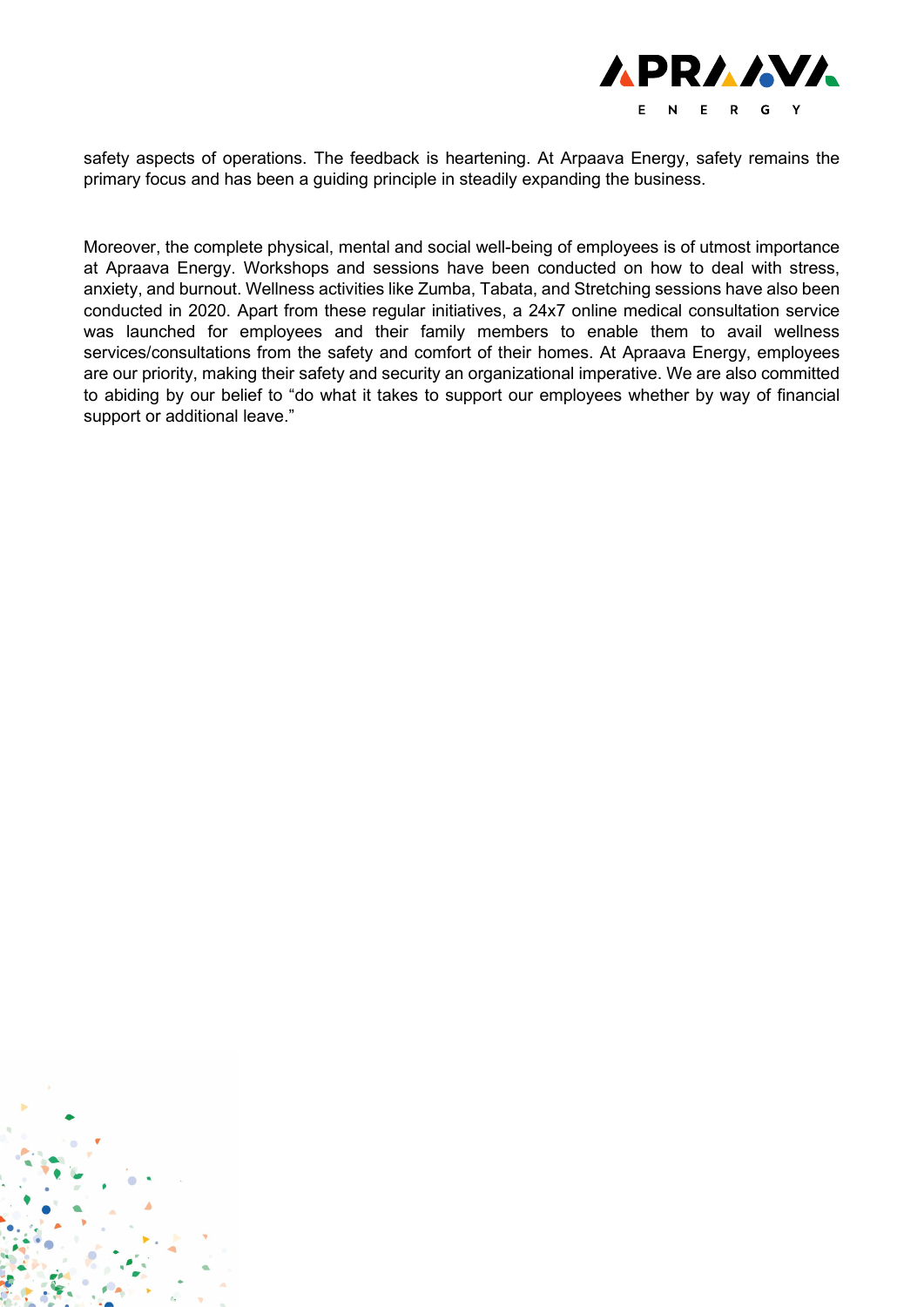safety aspects of operations. The feedback is heartening. At Arpaava Energy, safety remains the primary focus and has been a guiding principle in steadily expanding the business.

Moreover, the complete physical, mental and social well-being of employees is of utmost importance at Apraava Energy. Workshops and sessions have been conducted on how to deal with stress, anxiety, and burnout. Wellness activities like Zumba, Tabata, and Stretching sessions have also been conducted in 2020. Apart from these regular initiatives, a 24x7 online medical consultation service was launched for employees and their family members to enable them to avail wellness services/consultations from the safety and comfort of their homes. At Apraava Energy, employees are our priority, making their safety and security an organizational imperative. We are also committed to abiding by our belief to "do what it takes to support our employees whether by way of financial support or additional leave."